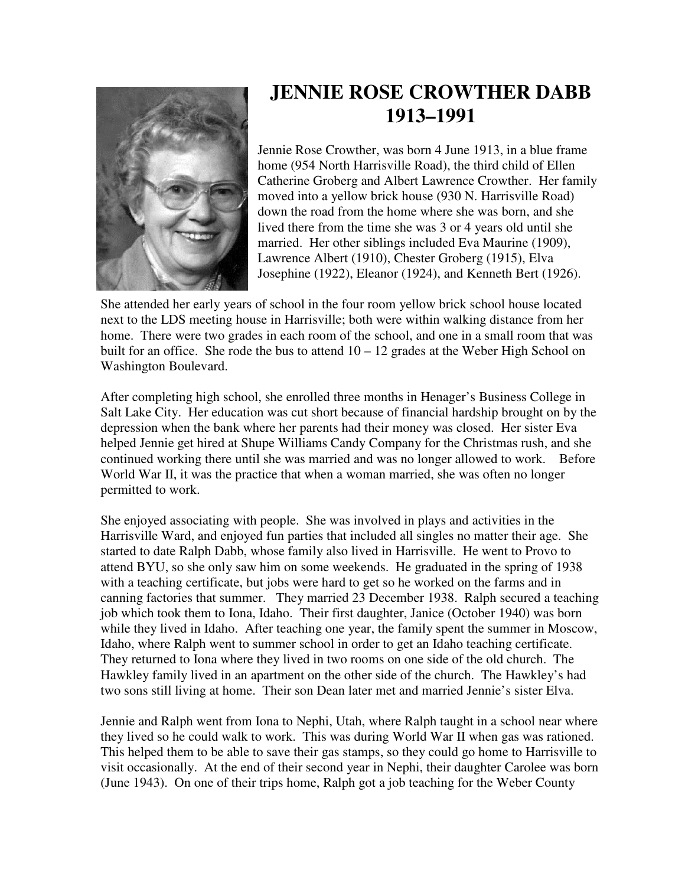# JENNIE ROSE CROWTHER DABB
# 1913–1991

Jennie Rose Crowther, was born 4 June 1913, in a blue frame home (954 North Harrisville Road), the third child of Ellen Catherine Groberg and Albert Lawrence Crowther. Her family moved into a yellow brick house (930 N. Harrisville Road) down the road from the home where she was born, and she lived there from the time she was 3 or 4 years old until she married. Her other siblings included Eva Maurine (1909), Lawrence Albert (1910), Chester Groberg (1915), Elva Josephine (1922), Eleanor (1924), and Kenneth Bert (1926).

She attended her early years of school in the four room yellow brick school house located next to the LDS meeting house in Harrisville; both were within walking distance from her home. There were two grades in each room of the school, and one in a small room that was built for an office. She rode the bus to attend 10 – 12 grades at the Weber High School on Washington Boulevard.

After completing high school, she enrolled three months in Henager's Business College in Salt Lake City. Her education was cut short because of financial hardship brought on by the depression when the bank where her parents had their money was closed. Her sister Eva helped Jennie get hired at Shupe Williams Candy Company for the Christmas rush, and she continued working there until she was married and was no longer allowed to work. Before World War II, it was the practice that when a woman married, she was often no longer permitted to work.

She enjoyed associating with people. She was involved in plays and activities in the Harrisville Ward, and enjoyed fun parties that included all singles no matter their age. She started to date Ralph Dabb, whose family also lived in Harrisville. He went to Provo to attend BYU, so she only saw him on some weekends. He graduated in the spring of 1938 with a teaching certificate, but jobs were hard to get so he worked on the farms and in canning factories that summer. They married 23 December 1938. Ralph secured a teaching job which took them to Iona, Idaho. Their first daughter, Janice (October 1940) was born while they lived in Idaho. After teaching one year, the family spent the summer in Moscow, Idaho, where Ralph went to summer school in order to get an Idaho teaching certificate. They returned to Iona where they lived in two rooms on one side of the old church. The Hawkley family lived in an apartment on the other side of the church. The Hawkley's had two sons still living at home. Their son Dean later met and married Jennie's sister Elva.

Jennie and Ralph went from Iona to Nephi, Utah, where Ralph taught in a school near where they lived so he could walk to work. This was during World War II when gas was rationed. This helped them to be able to save their gas stamps, so they could go home to Harrisville to visit occasionally. At the end of their second year in Nephi, their daughter Carolee was born (June 1943). On one of their trips home, Ralph got a job teaching for the Weber County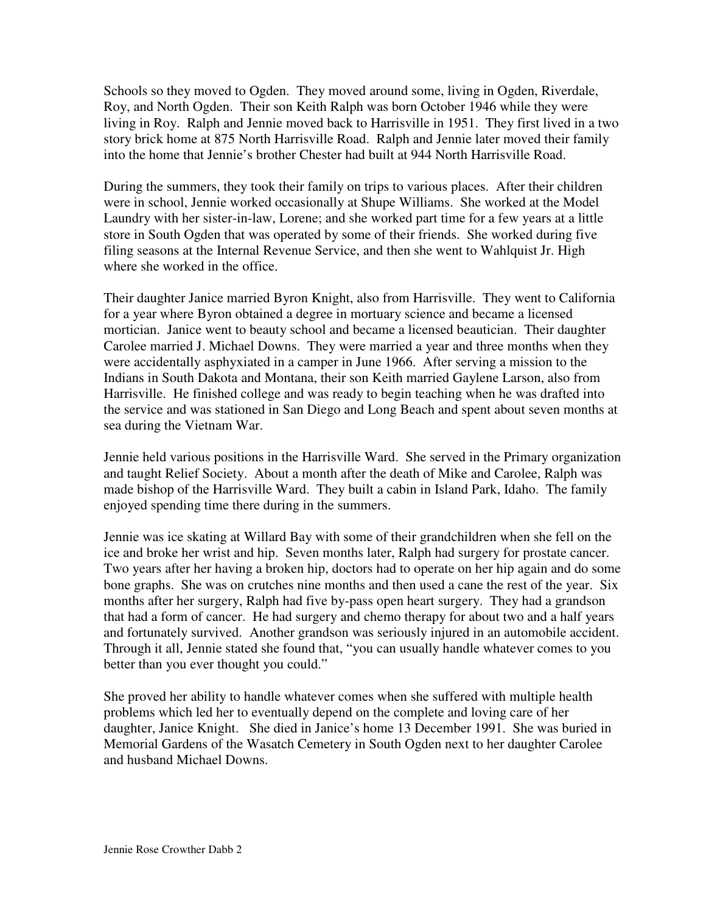Schools so they moved to Ogden. They moved around some, living in Ogden, Riverdale, Roy, and North Ogden. Their son Keith Ralph was born October 1946 while they were living in Roy. Ralph and Jennie moved back to Harrisville in 1951. They first lived in a two story brick home at 875 North Harrisville Road. Ralph and Jennie later moved their family into the home that Jennie's brother Chester had built at 944 North Harrisville Road.

During the summers, they took their family on trips to various places. After their children were in school, Jennie worked occasionally at Shupe Williams. She worked at the Model Laundry with her sister-in-law, Lorene; and she worked part time for a few years at a little store in South Ogden that was operated by some of their friends. She worked during five filing seasons at the Internal Revenue Service, and then she went to Wahlquist Jr. High where she worked in the office.

Their daughter Janice married Byron Knight, also from Harrisville. They went to California for a year where Byron obtained a degree in mortuary science and became a licensed mortician. Janice went to beauty school and became a licensed beautician. Their daughter Carolee married J. Michael Downs. They were married a year and three months when they were accidentally asphyxiated in a camper in June 1966. After serving a mission to the Indians in South Dakota and Montana, their son Keith married Gaylene Larson, also from Harrisville. He finished college and was ready to begin teaching when he was drafted into the service and was stationed in San Diego and Long Beach and spent about seven months at sea during the Vietnam War.

Jennie held various positions in the Harrisville Ward. She served in the Primary organization and taught Relief Society. About a month after the death of Mike and Carolee, Ralph was made bishop of the Harrisville Ward. They built a cabin in Island Park, Idaho. The family enjoyed spending time there during in the summers.

Jennie was ice skating at Willard Bay with some of their grandchildren when she fell on the ice and broke her wrist and hip. Seven months later, Ralph had surgery for prostate cancer. Two years after her having a broken hip, doctors had to operate on her hip again and do some bone graphs. She was on crutches nine months and then used a cane the rest of the year. Six months after her surgery, Ralph had five by-pass open heart surgery. They had a grandson that had a form of cancer. He had surgery and chemo therapy for about two and a half years and fortunately survived. Another grandson was seriously injured in an automobile accident. Through it all, Jennie stated she found that, "you can usually handle whatever comes to you better than you ever thought you could."

She proved her ability to handle whatever comes when she suffered with multiple health problems which led her to eventually depend on the complete and loving care of her daughter, Janice Knight. She died in Janice's home 13 December 1991. She was buried in Memorial Gardens of the Wasatch Cemetery in South Ogden next to her daughter Carolee and husband Michael Downs.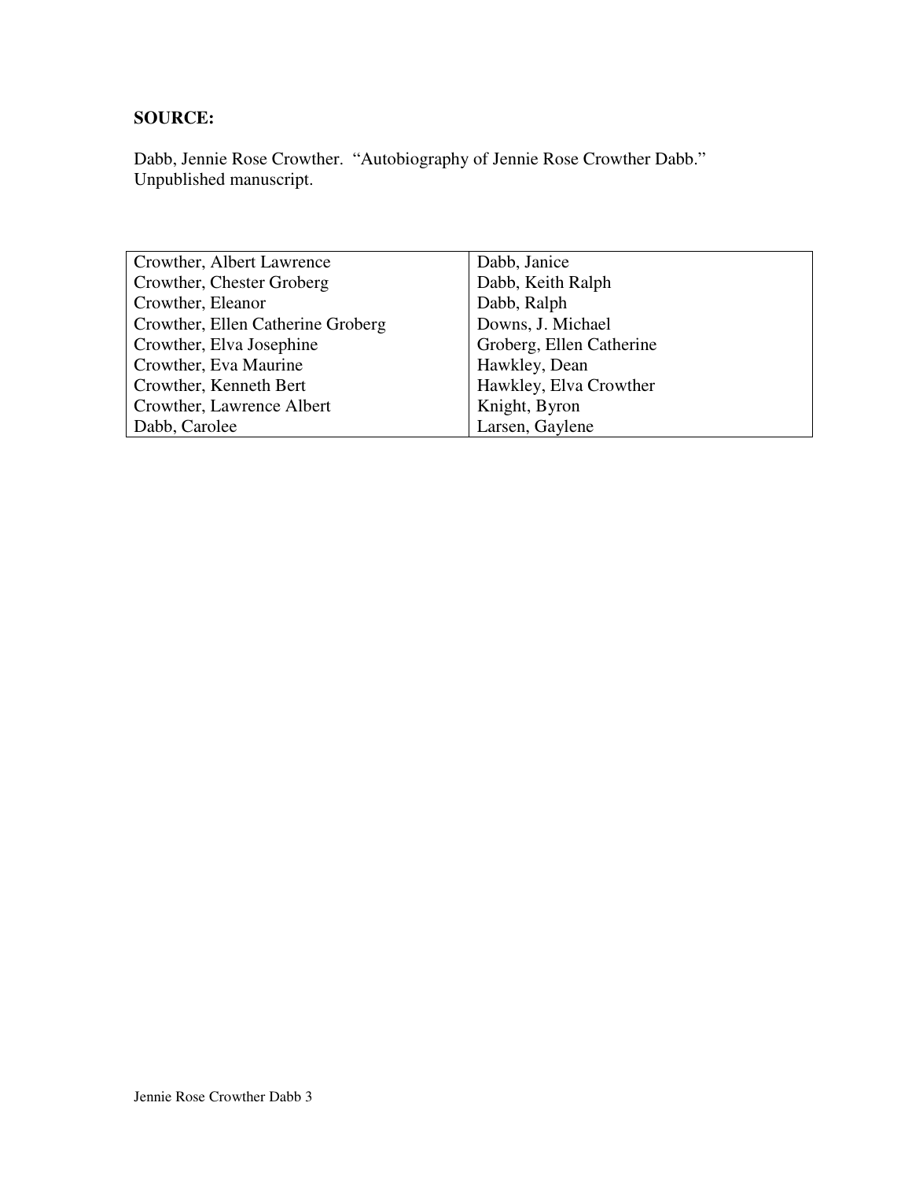**SOURCE:**

Dabb, Jennie Rose Crowther. "Autobiography of Jennie Rose Crowther Dabb." Unpublished manuscript.

| | |
|---|---|
| Crowther, Albert Lawrence | Dabb, Janice |
| Crowther, Chester Groberg | Dabb, Keith Ralph |
| Crowther, Eleanor | Dabb, Ralph |
| Crowther, Ellen Catherine Groberg | Downs, J. Michael |
| Crowther, Elva Josephine | Groberg, Ellen Catherine |
| Crowther, Eva Maurine | Hawkley, Dean |
| Crowther, Kenneth Bert | Hawkley, Elva Crowther |
| Crowther, Lawrence Albert | Knight, Byron |
| Dabb, Carolee | Larsen, Gaylene |